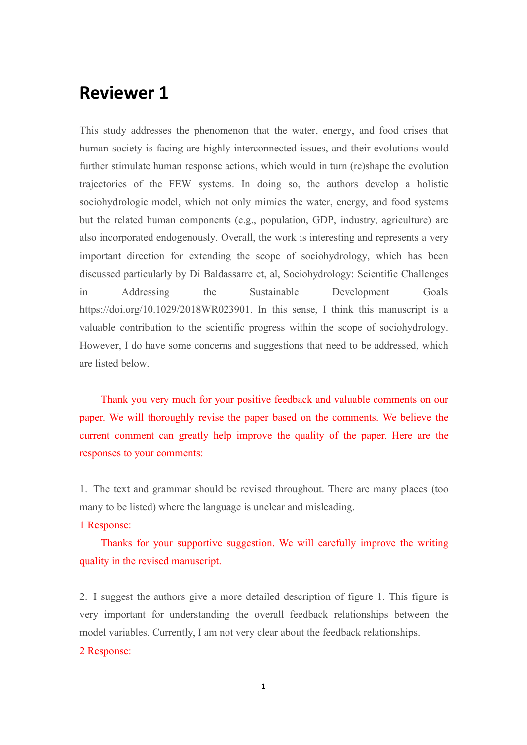# Reviewer 1

This study addresses the phenomenon that the water, energy, and food crises that human society is facing are highly interconnected issues, and their evolutions would further stimulate human response actions, which would in turn (re)shape the evolution trajectories of the FEW systems. In doing so, the authors develop a holistic sociohydrologic model, which not only mimics the water, energy, and food systems but the related human components (e.g., population, GDP, industry, agriculture) are also incorporated endogenously. Overall, the work is interesting and represents a very important direction for extending the scope of sociohydrology, which has been discussed particularly by Di Baldassarre et, al, Sociohydrology: Scientific Challenges in Addressing the Sustainable Development Goals https://doi.org/10.1029/2018WR023901. In this sense, I think this manuscript is a valuable contribution to the scientific progress within the scope of sociohydrology. However, I do have some concerns and suggestions that need to be addressed, which are listed below.

Thank you very much for your positive feedback and valuable comments on our paper. We will thoroughly revise the paper based on the comments. We believe the current comment can greatly help improve the quality of the paper. Here are the responses to your comments:

1. The text and grammar should be revised throughout. There are many places (too many to be listed) where the language is unclear and misleading.

1 Response:

Thanks for your supportive suggestion. We will carefully improve the writing quality in the revised manuscript.

2. I suggest the authors give a more detailed description of figure 1. This figure is very important for understanding the overall feedback relationships between the model variables. Currently, I am not very clear about the feedback relationships.

2 Response: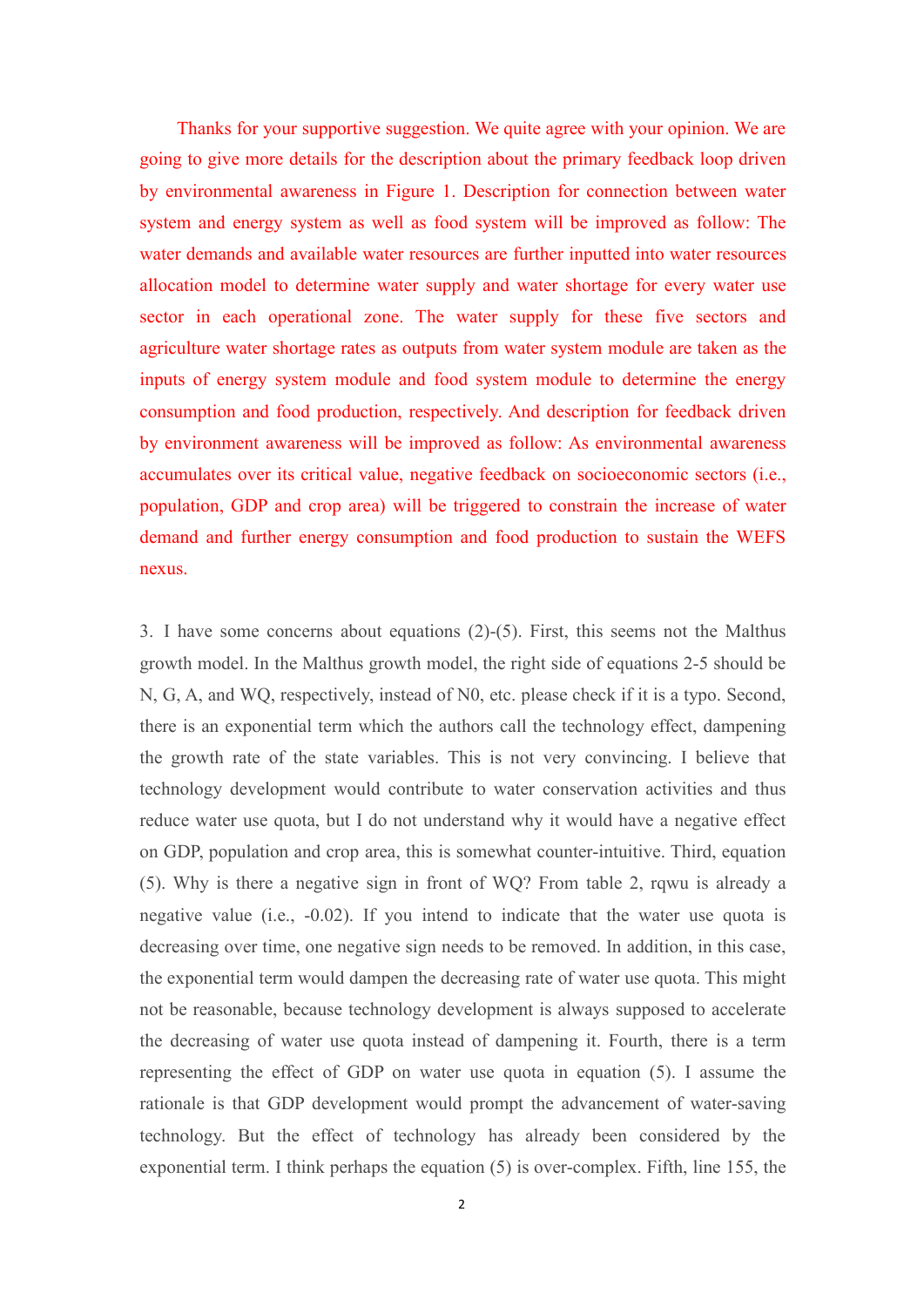Thanks for your supportive suggestion. We quite agree with your opinion. We are going to give more details for the description about the primary feedback loop driven by environmental awareness in Figure 1. Description for connection between water system and energy system as well as food system will be improved as follow: The water demands and available water resources are further inputted into water resources allocation model to determine water supply and water shortage for every water use sector in each operational zone. The water supply for these five sectors and agriculture water shortage rates as outputs from water system module are taken as the inputs of energy system module and food system module to determine the energy consumption and food production, respectively. And description for feedback driven by environment awareness will be improved as follow: As environmental awareness accumulates over its critical value, negative feedback on socioeconomic sectors (i.e., population, GDP and crop area) will be triggered to constrain the increase of water demand and further energy consumption and food production to sustain the WEFS nexus.

3. I have some concerns about equations (2)-(5). First, this seems not the Malthus growth model. In the Malthus growth model, the right side of equations 2-5 should be N, G, A, and WQ, respectively, instead of N0, etc. please check if it is a typo. Second, there is an exponential term which the authors call the technology effect, dampening the growth rate of the state variables. This is not very convincing. I believe that technology development would contribute to water conservation activities and thus reduce water use quota, but I do not understand why it would have a negative effect on GDP, population and crop area, this is somewhat counter-intuitive. Third, equation (5). Why is there a negative sign in front of WQ? From table 2, rqwu is already a negative value (i.e., -0.02). If you intend to indicate that the water use quota is decreasing over time, one negative sign needs to be removed. In addition, in this case, the exponential term would dampen the decreasing rate of water use quota. This might not be reasonable, because technology development is always supposed to accelerate the decreasing of water use quota instead of dampening it. Fourth, there is a term representing the effect of GDP on water use quota in equation (5). I assume the rationale is that GDP development would prompt the advancement of water-saving technology. But the effect of technology has already been considered by the exponential term. I think perhaps the equation (5) is over-complex. Fifth, line 155, the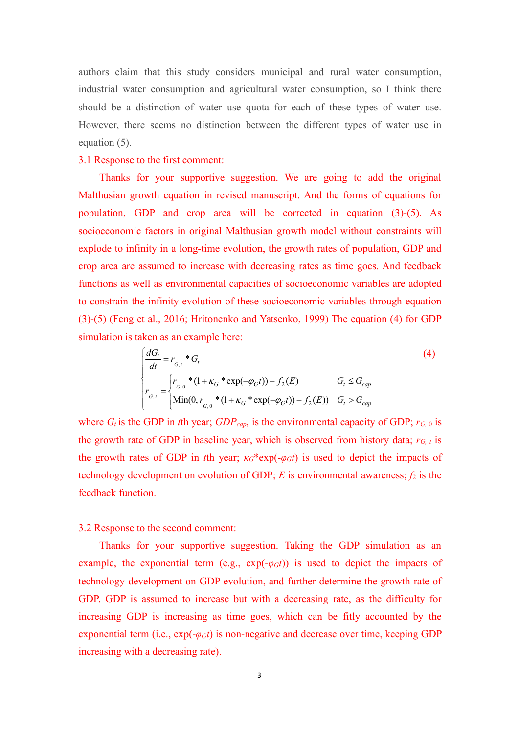authors claim that this study considers municipal and rural water consumption, industrial water consumption and agricultural water consumption, so I think there should be a distinction of water use quota for each of these types of water use. However, there seems no distinction between the different types of water use in equation (5).

3.1 Response to the first comment:

Thanks for your supportive suggestion. We are going to add the original Malthusian growth equation in revised manuscript. And the forms of equations for population, GDP and crop area will be corrected in equation (3)-(5). As socioeconomic factors in original Malthusian growth model without constraints will explode to infinity in a long-time evolution, the growth rates of population, GDP and crop area are assumed to increase with decreasing rates as time goes. And feedback functions as well as environmental capacities of socioeconomic variables are adopted to constrain the infinity evolution of these socioeconomic variables through equation (3)-(5) (Feng et al., 2016; Hritonenko and Yatsenko, 1999) The equation (4) for GDP simulation is taken as an example here:

$$\begin{cases} \dfrac{dG_t}{dt} = r_{G,t} * G_t \\ r_{G,t} = \begin{cases} r_{G,0} * (1 + \kappa_G * \exp(-\varphi_G t)) + f_2(E) & G_t \le G_{cap} \\ \text{Min}(0, r_{G,0} * (1 + \kappa_G * \exp(-\varphi_G t)) + f_2(E)) & G_t > G_{cap} \end{cases} \end{cases} \tag{4}$$

where $G_t$ is the GDP in $t$th year; $GDP_{cap}$, is the environmental capacity of GDP; $r_{G,0}$ is the growth rate of GDP in baseline year, which is observed from history data; $r_{G,t}$ is the growth rates of GDP in $t$th year; $\kappa_G$\*exp($-\varphi_G t$) is used to depict the impacts of technology development on evolution of GDP; $E$ is environmental awareness; $f_2$ is the feedback function.

3.2 Response to the second comment:

Thanks for your supportive suggestion. Taking the GDP simulation as an example, the exponential term (e.g., exp($-\varphi_G t$)) is used to depict the impacts of technology development on GDP evolution, and further determine the growth rate of GDP. GDP is assumed to increase but with a decreasing rate, as the difficulty for increasing GDP is increasing as time goes, which can be fitly accounted by the exponential term (i.e., exp($-\varphi_G t$) is non-negative and decrease over time, keeping GDP increasing with a decreasing rate).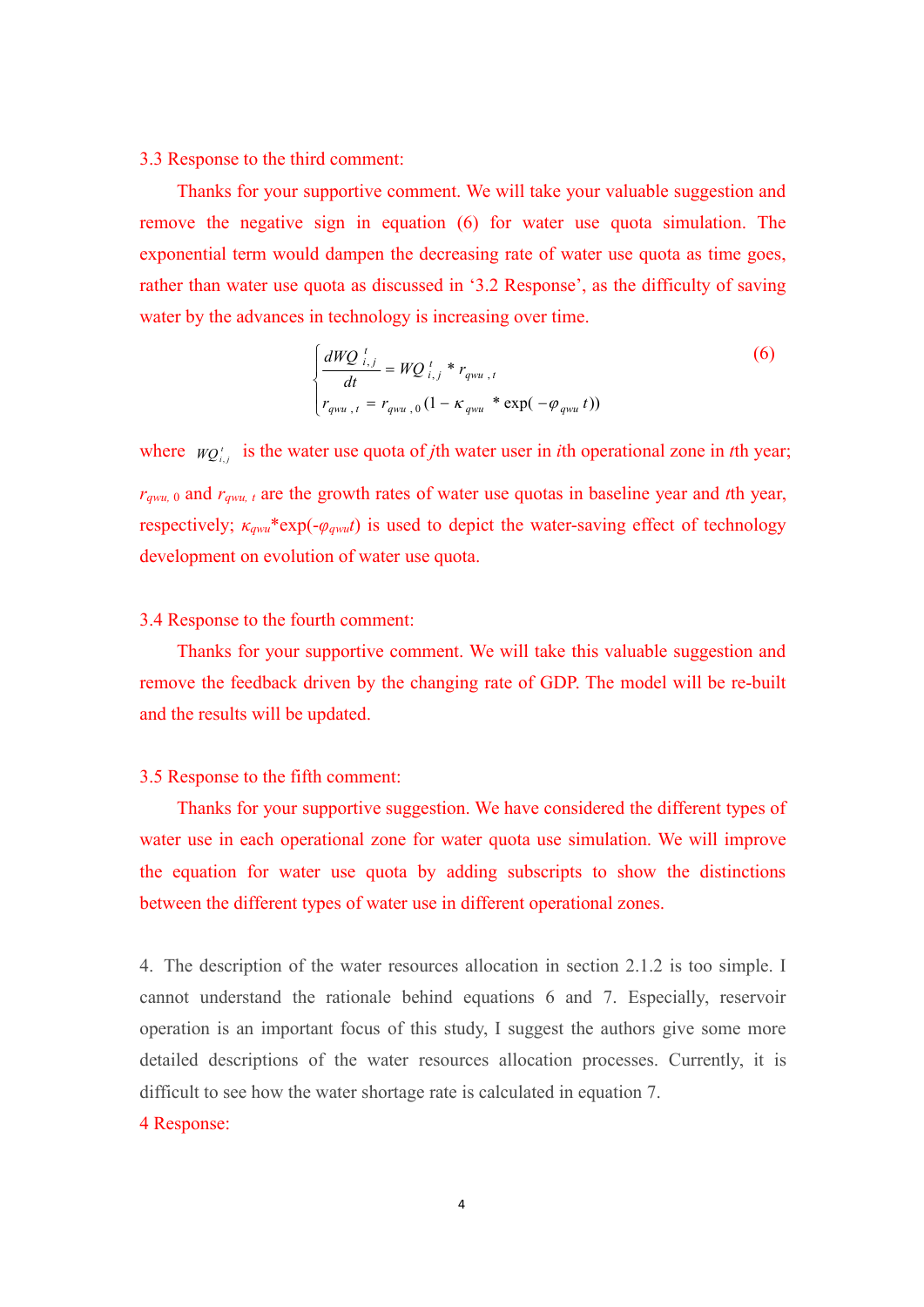3.3 Response to the third comment:

Thanks for your supportive comment. We will take your valuable suggestion and remove the negative sign in equation (6) for water use quota simulation. The exponential term would dampen the decreasing rate of water use quota as time goes, rather than water use quota as discussed in '3.2 Response', as the difficulty of saving water by the advances in technology is increasing over time.

$$\begin{cases} \dfrac{dWQ_{i,j}^{t}}{dt} = WQ_{i,j}^{t} * r_{qwu,t} \\ r_{qwu,t} = r_{qwu,0}(1 - \kappa_{qwu} * \exp(-\varphi_{qwu} t)) \end{cases} \tag{6}$$

where $WQ_{i,j}^{t}$ is the water use quota of $j$th water user in $i$th operational zone in $t$th year; $r_{qwu,0}$ and $r_{qwu,t}$ are the growth rates of water use quotas in baseline year and $t$th year, respectively; $\kappa_{qwu}$*exp($-\varphi_{qwu}t$) is used to depict the water-saving effect of technology development on evolution of water use quota.

3.4 Response to the fourth comment:

Thanks for your supportive comment. We will take this valuable suggestion and remove the feedback driven by the changing rate of GDP. The model will be re-built and the results will be updated.

3.5 Response to the fifth comment:

Thanks for your supportive suggestion. We have considered the different types of water use in each operational zone for water quota use simulation. We will improve the equation for water use quota by adding subscripts to show the distinctions between the different types of water use in different operational zones.

4. The description of the water resources allocation in section 2.1.2 is too simple. I cannot understand the rationale behind equations 6 and 7. Especially, reservoir operation is an important focus of this study, I suggest the authors give some more detailed descriptions of the water resources allocation processes. Currently, it is difficult to see how the water shortage rate is calculated in equation 7.

4 Response: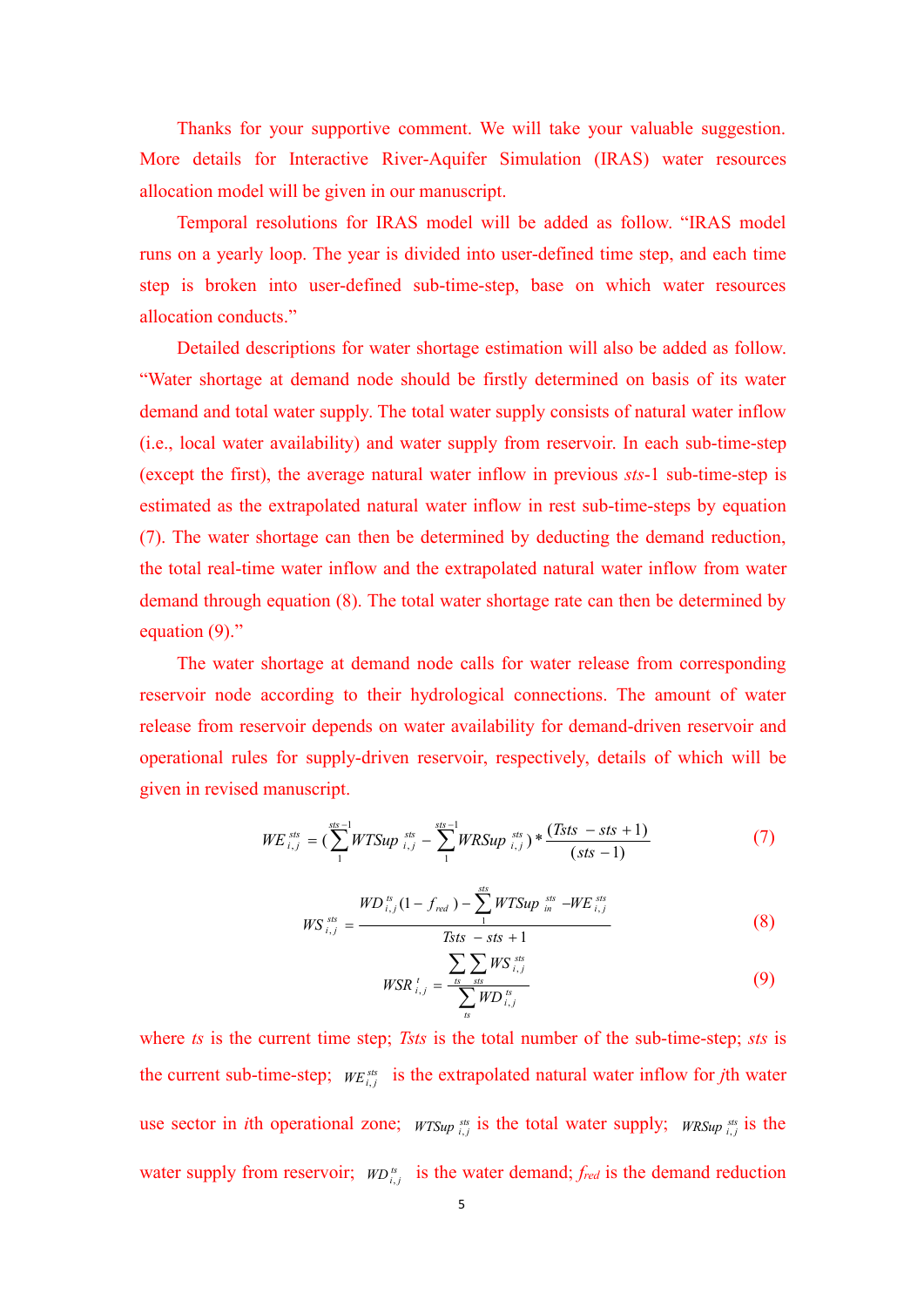Thanks for your supportive comment. We will take your valuable suggestion. More details for Interactive River-Aquifer Simulation (IRAS) water resources allocation model will be given in our manuscript.

Temporal resolutions for IRAS model will be added as follow. “IRAS model runs on a yearly loop. The year is divided into user-defined time step, and each time step is broken into user-defined sub-time-step, base on which water resources allocation conducts.”

Detailed descriptions for water shortage estimation will also be added as follow. “Water shortage at demand node should be firstly determined on basis of its water demand and total water supply. The total water supply consists of natural water inflow (i.e., local water availability) and water supply from reservoir. In each sub-time-step (except the first), the average natural water inflow in previous *sts*-1 sub-time-step is estimated as the extrapolated natural water inflow in rest sub-time-steps by equation (7). The water shortage can then be determined by deducting the demand reduction, the total real-time water inflow and the extrapolated natural water inflow from water demand through equation (8). The total water shortage rate can then be determined by equation (9).”

The water shortage at demand node calls for water release from corresponding reservoir node according to their hydrological connections. The amount of water release from reservoir depends on water availability for demand-driven reservoir and operational rules for supply-driven reservoir, respectively, details of which will be given in revised manuscript.

$$WE_{i,j}^{sts} = \left(\sum_{1}^{sts-1} WTSup_{i,j}^{sts} - \sum_{1}^{sts-1} WRSup_{i,j}^{sts}\right) * \frac{(Tsts - sts + 1)}{(sts - 1)} \tag{7}$$

$$WS_{i,j}^{sts} = \frac{WD_{i,j}^{ts}(1 - f_{red}) - \sum_{1}^{sts} WTSup_{in}^{sts} - WE_{i,j}^{sts}}{Tsts - sts + 1} \tag{8}$$

$$WSR_{i,j}^{t} = \frac{\sum_{ts}\sum_{sts} WS_{i,j}^{sts}}{\sum_{ts} WD_{i,j}^{ts}} \tag{9}$$

where $ts$ is the current time step; $Tsts$ is the total number of the sub-time-step; $sts$ is the current sub-time-step; $WE_{i,j}^{sts}$ is the extrapolated natural water inflow for $j$th water use sector in $i$th operational zone; $WTSup_{i,j}^{sts}$ is the total water supply; $WRSup_{i,j}^{sts}$ is the water supply from reservoir; $WD_{i,j}^{ts}$ is the water demand; $f_{red}$ is the demand reduction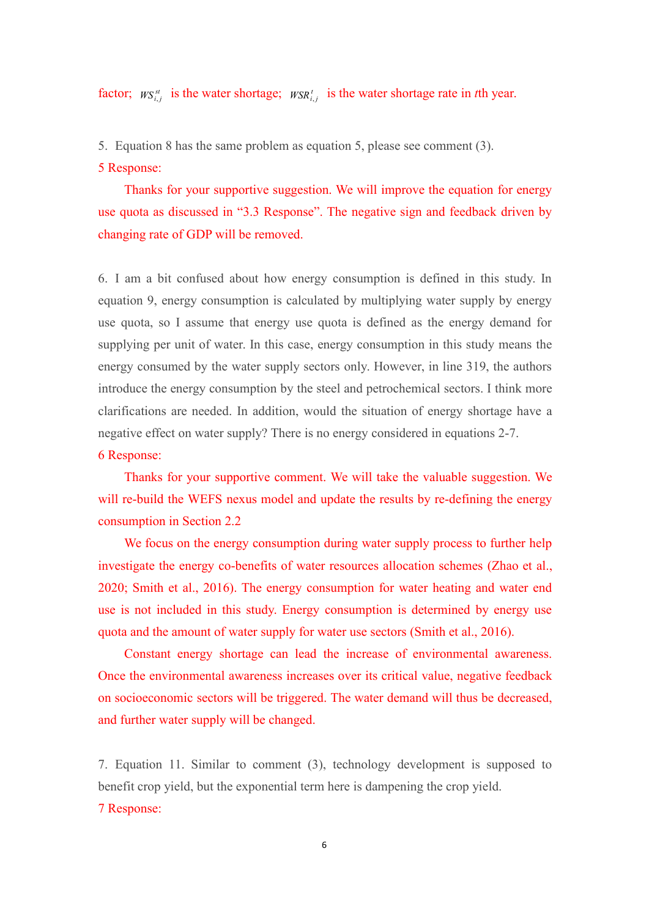factor; $WS_{i,j}^{st}$ is the water shortage; $WSR_{i,j}^{t}$ is the water shortage rate in *t*th year.

5. Equation 8 has the same problem as equation 5, please see comment (3).

5 Response:

Thanks for your supportive suggestion. We will improve the equation for energy use quota as discussed in "3.3 Response". The negative sign and feedback driven by changing rate of GDP will be removed.

6. I am a bit confused about how energy consumption is defined in this study. In equation 9, energy consumption is calculated by multiplying water supply by energy use quota, so I assume that energy use quota is defined as the energy demand for supplying per unit of water. In this case, energy consumption in this study means the energy consumed by the water supply sectors only. However, in line 319, the authors introduce the energy consumption by the steel and petrochemical sectors. I think more clarifications are needed. In addition, would the situation of energy shortage have a negative effect on water supply? There is no energy considered in equations 2-7.

6 Response:

Thanks for your supportive comment. We will take the valuable suggestion. We will re-build the WEFS nexus model and update the results by re-defining the energy consumption in Section 2.2

We focus on the energy consumption during water supply process to further help investigate the energy co-benefits of water resources allocation schemes (Zhao et al., 2020; Smith et al., 2016). The energy consumption for water heating and water end use is not included in this study. Energy consumption is determined by energy use quota and the amount of water supply for water use sectors (Smith et al., 2016).

Constant energy shortage can lead the increase of environmental awareness. Once the environmental awareness increases over its critical value, negative feedback on socioeconomic sectors will be triggered. The water demand will thus be decreased, and further water supply will be changed.

7. Equation 11. Similar to comment (3), technology development is supposed to benefit crop yield, but the exponential term here is dampening the crop yield.

7 Response: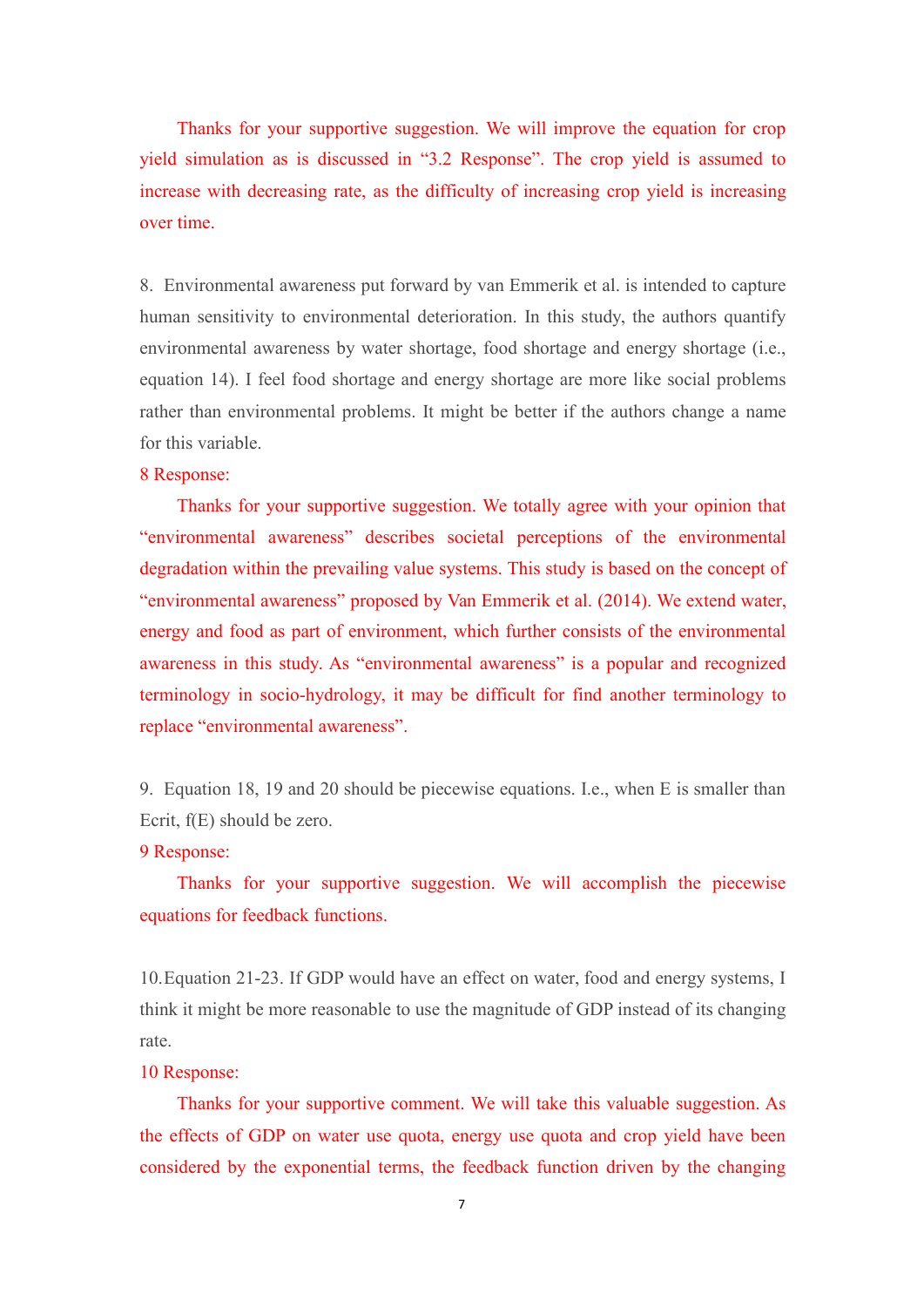Thanks for your supportive suggestion. We will improve the equation for crop yield simulation as is discussed in "3.2 Response". The crop yield is assumed to increase with decreasing rate, as the difficulty of increasing crop yield is increasing over time.

8. Environmental awareness put forward by van Emmerik et al. is intended to capture human sensitivity to environmental deterioration. In this study, the authors quantify environmental awareness by water shortage, food shortage and energy shortage (i.e., equation 14). I feel food shortage and energy shortage are more like social problems rather than environmental problems. It might be better if the authors change a name for this variable.

8 Response:

Thanks for your supportive suggestion. We totally agree with your opinion that "environmental awareness" describes societal perceptions of the environmental degradation within the prevailing value systems. This study is based on the concept of "environmental awareness" proposed by Van Emmerik et al. (2014). We extend water, energy and food as part of environment, which further consists of the environmental awareness in this study. As "environmental awareness" is a popular and recognized terminology in socio-hydrology, it may be difficult for find another terminology to replace "environmental awareness".

9. Equation 18, 19 and 20 should be piecewise equations. I.e., when E is smaller than Ecrit, f(E) should be zero.

9 Response:

Thanks for your supportive suggestion. We will accomplish the piecewise equations for feedback functions.

10. Equation 21-23. If GDP would have an effect on water, food and energy systems, I think it might be more reasonable to use the magnitude of GDP instead of its changing rate.

10 Response:

Thanks for your supportive comment. We will take this valuable suggestion. As the effects of GDP on water use quota, energy use quota and crop yield have been considered by the exponential terms, the feedback function driven by the changing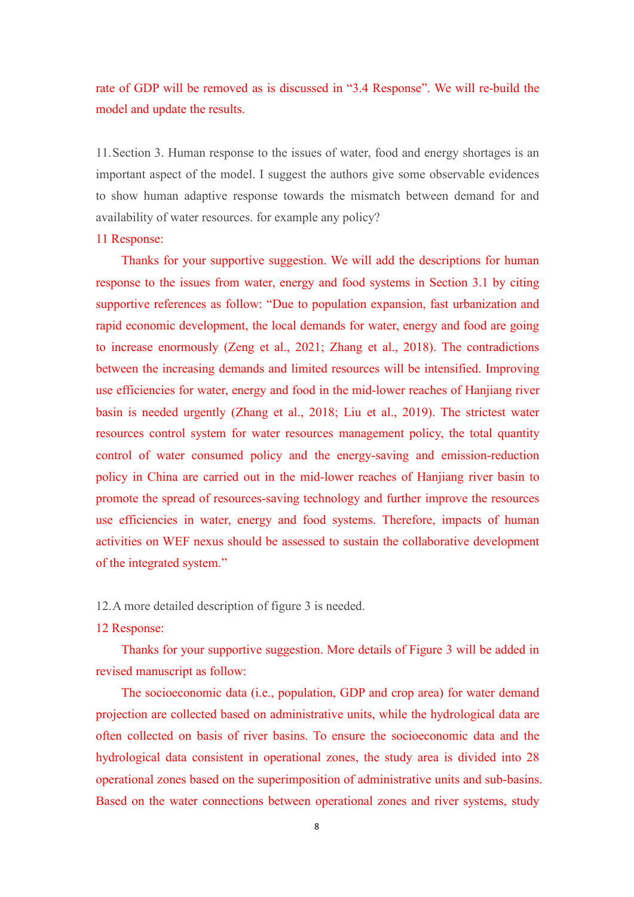rate of GDP will be removed as is discussed in “3.4 Response”. We will re-build the model and update the results.

11. Section 3. Human response to the issues of water, food and energy shortages is an important aspect of the model. I suggest the authors give some observable evidences to show human adaptive response towards the mismatch between demand for and availability of water resources. for example any policy?

11 Response:

Thanks for your supportive suggestion. We will add the descriptions for human response to the issues from water, energy and food systems in Section 3.1 by citing supportive references as follow: “Due to population expansion, fast urbanization and rapid economic development, the local demands for water, energy and food are going to increase enormously (Zeng et al., 2021; Zhang et al., 2018). The contradictions between the increasing demands and limited resources will be intensified. Improving use efficiencies for water, energy and food in the mid-lower reaches of Hanjiang river basin is needed urgently (Zhang et al., 2018; Liu et al., 2019). The strictest water resources control system for water resources management policy, the total quantity control of water consumed policy and the energy-saving and emission-reduction policy in China are carried out in the mid-lower reaches of Hanjiang river basin to promote the spread of resources-saving technology and further improve the resources use efficiencies in water, energy and food systems. Therefore, impacts of human activities on WEF nexus should be assessed to sustain the collaborative development of the integrated system.”

12. A more detailed description of figure 3 is needed.

12 Response:

Thanks for your supportive suggestion. More details of Figure 3 will be added in revised manuscript as follow:

The socioeconomic data (i.e., population, GDP and crop area) for water demand projection are collected based on administrative units, while the hydrological data are often collected on basis of river basins. To ensure the socioeconomic data and the hydrological data consistent in operational zones, the study area is divided into 28 operational zones based on the superimposition of administrative units and sub-basins. Based on the water connections between operational zones and river systems, study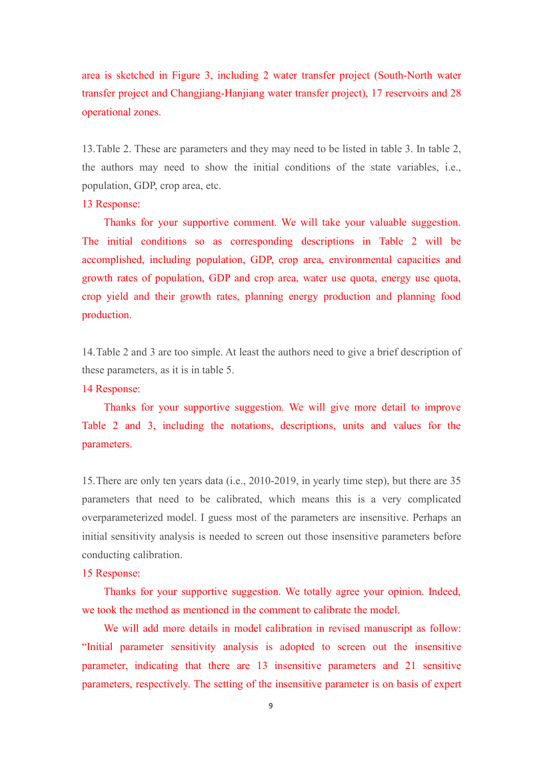area is sketched in Figure 3, including 2 water transfer project (South-North water transfer project and Changjiang-Hanjiang water transfer project), 17 reservoirs and 28 operational zones.

13. Table 2. These are parameters and they may need to be listed in table 3. In table 2, the authors may need to show the initial conditions of the state variables, i.e., population, GDP, crop area, etc.

13 Response:

Thanks for your supportive comment. We will take your valuable suggestion. The initial conditions so as corresponding descriptions in Table 2 will be accomplished, including population, GDP, crop area, environmental capacities and growth rates of population, GDP and crop area, water use quota, energy use quota, crop yield and their growth rates, planning energy production and planning food production.

14. Table 2 and 3 are too simple. At least the authors need to give a brief description of these parameters, as it is in table 5.

14 Response:

Thanks for your supportive suggestion. We will give more detail to improve Table 2 and 3, including the notations, descriptions, units and values for the parameters.

15. There are only ten years data (i.e., 2010-2019, in yearly time step), but there are 35 parameters that need to be calibrated, which means this is a very complicated overparameterized model. I guess most of the parameters are insensitive. Perhaps an initial sensitivity analysis is needed to screen out those insensitive parameters before conducting calibration.

15 Response:

Thanks for your supportive suggestion. We totally agree your opinion. Indeed, we took the method as mentioned in the comment to calibrate the model.

We will add more details in model calibration in revised manuscript as follow: "Initial parameter sensitivity analysis is adopted to screen out the insensitive parameter, indicating that there are 13 insensitive parameters and 21 sensitive parameters, respectively. The setting of the insensitive parameter is on basis of expert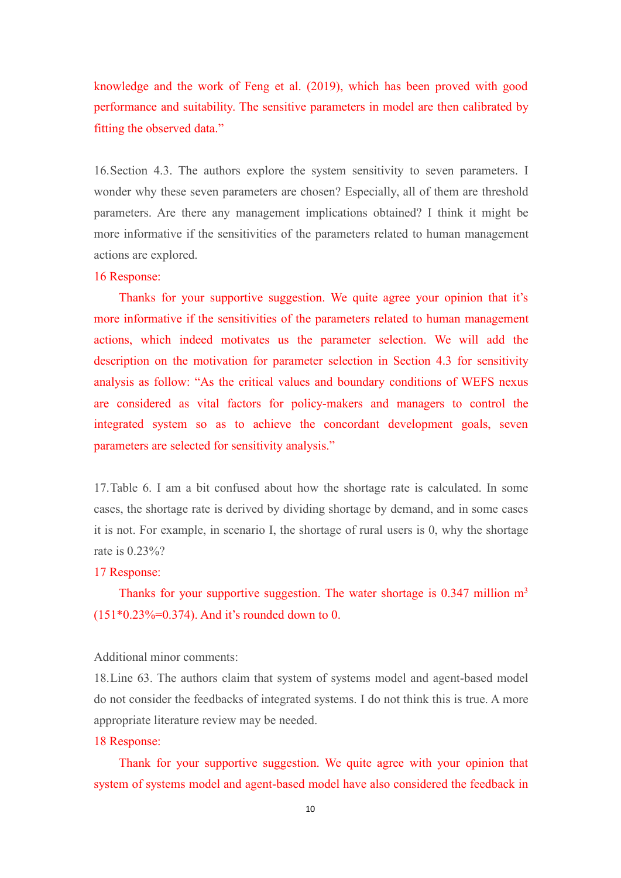knowledge and the work of Feng et al. (2019), which has been proved with good performance and suitability. The sensitive parameters in model are then calibrated by fitting the observed data."

16. Section 4.3. The authors explore the system sensitivity to seven parameters. I wonder why these seven parameters are chosen? Especially, all of them are threshold parameters. Are there any management implications obtained? I think it might be more informative if the sensitivities of the parameters related to human management actions are explored.

16 Response:

Thanks for your supportive suggestion. We quite agree your opinion that it's more informative if the sensitivities of the parameters related to human management actions, which indeed motivates us the parameter selection. We will add the description on the motivation for parameter selection in Section 4.3 for sensitivity analysis as follow: "As the critical values and boundary conditions of WEFS nexus are considered as vital factors for policy-makers and managers to control the integrated system so as to achieve the concordant development goals, seven parameters are selected for sensitivity analysis."

17. Table 6. I am a bit confused about how the shortage rate is calculated. In some cases, the shortage rate is derived by dividing shortage by demand, and in some cases it is not. For example, in scenario I, the shortage of rural users is 0, why the shortage rate is 0.23%?

17 Response:

Thanks for your supportive suggestion. The water shortage is 0.347 million $m^3$ (151*0.23%=0.374). And it's rounded down to 0.

Additional minor comments:

18. Line 63. The authors claim that system of systems model and agent-based model do not consider the feedbacks of integrated systems. I do not think this is true. A more appropriate literature review may be needed.

18 Response:

Thank for your supportive suggestion. We quite agree with your opinion that system of systems model and agent-based model have also considered the feedback in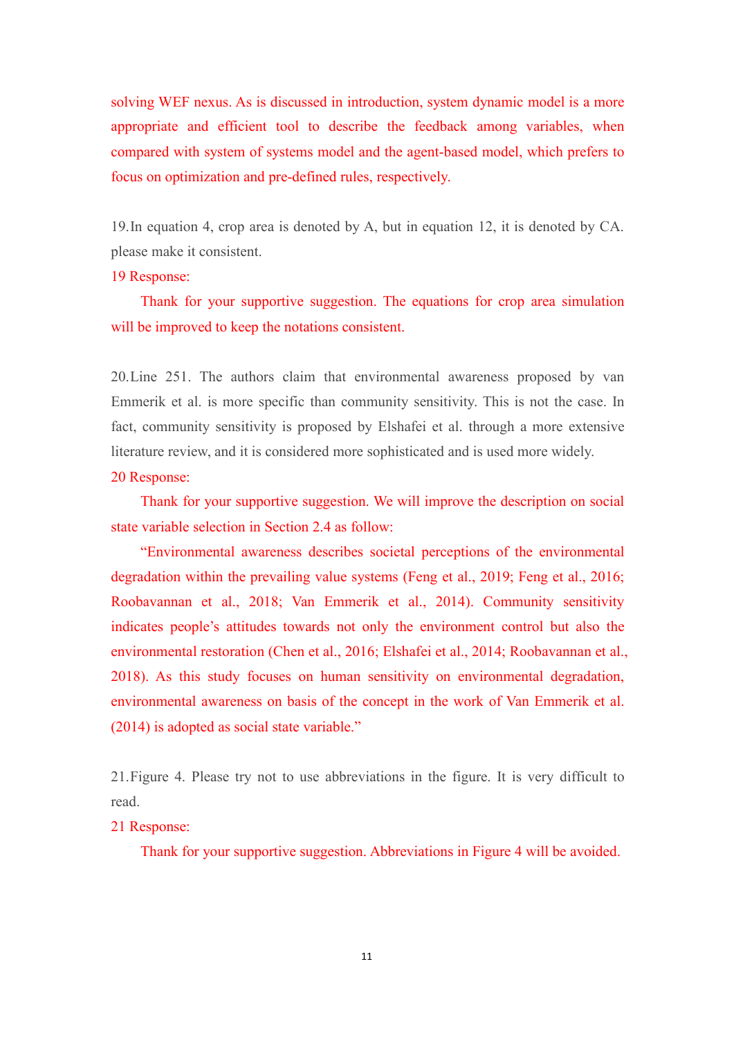solving WEF nexus. As is discussed in introduction, system dynamic model is a more appropriate and efficient tool to describe the feedback among variables, when compared with system of systems model and the agent-based model, which prefers to focus on optimization and pre-defined rules, respectively.

19.In equation 4, crop area is denoted by A, but in equation 12, it is denoted by CA. please make it consistent.

19 Response:

Thank for your supportive suggestion. The equations for crop area simulation will be improved to keep the notations consistent.

20.Line 251. The authors claim that environmental awareness proposed by van Emmerik et al. is more specific than community sensitivity. This is not the case. In fact, community sensitivity is proposed by Elshafei et al. through a more extensive literature review, and it is considered more sophisticated and is used more widely.

20 Response:

Thank for your supportive suggestion. We will improve the description on social state variable selection in Section 2.4 as follow:

"Environmental awareness describes societal perceptions of the environmental degradation within the prevailing value systems (Feng et al., 2019; Feng et al., 2016; Roobavannan et al., 2018; Van Emmerik et al., 2014). Community sensitivity indicates people's attitudes towards not only the environment control but also the environmental restoration (Chen et al., 2016; Elshafei et al., 2014; Roobavannan et al., 2018). As this study focuses on human sensitivity on environmental degradation, environmental awareness on basis of the concept in the work of Van Emmerik et al. (2014) is adopted as social state variable."

21.Figure 4. Please try not to use abbreviations in the figure. It is very difficult to read.

21 Response:

Thank for your supportive suggestion. Abbreviations in Figure 4 will be avoided.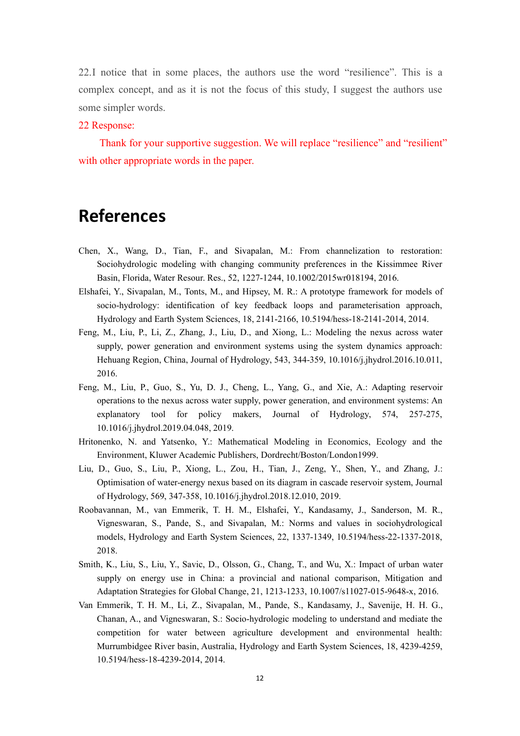22.I notice that in some places, the authors use the word “resilience”. This is a complex concept, and as it is not the focus of this study, I suggest the authors use some simpler words.

22 Response:

Thank for your supportive suggestion. We will replace “resilience” and “resilient” with other appropriate words in the paper.

# References

Chen, X., Wang, D., Tian, F., and Sivapalan, M.: From channelization to restoration: Sociohydrologic modeling with changing community preferences in the Kissimmee River Basin, Florida, Water Resour. Res., 52, 1227-1244, 10.1002/2015wr018194, 2016.

Elshafei, Y., Sivapalan, M., Tonts, M., and Hipsey, M. R.: A prototype framework for models of socio-hydrology: identification of key feedback loops and parameterisation approach, Hydrology and Earth System Sciences, 18, 2141-2166, 10.5194/hess-18-2141-2014, 2014.

Feng, M., Liu, P., Li, Z., Zhang, J., Liu, D., and Xiong, L.: Modeling the nexus across water supply, power generation and environment systems using the system dynamics approach: Hehuang Region, China, Journal of Hydrology, 543, 344-359, 10.1016/j.jhydrol.2016.10.011, 2016.

Feng, M., Liu, P., Guo, S., Yu, D. J., Cheng, L., Yang, G., and Xie, A.: Adapting reservoir operations to the nexus across water supply, power generation, and environment systems: An explanatory tool for policy makers, Journal of Hydrology, 574, 257-275, 10.1016/j.jhydrol.2019.04.048, 2019.

Hritonenko, N. and Yatsenko, Y.: Mathematical Modeling in Economics, Ecology and the Environment, Kluwer Academic Publishers, Dordrecht/Boston/London1999.

Liu, D., Guo, S., Liu, P., Xiong, L., Zou, H., Tian, J., Zeng, Y., Shen, Y., and Zhang, J.: Optimisation of water-energy nexus based on its diagram in cascade reservoir system, Journal of Hydrology, 569, 347-358, 10.1016/j.jhydrol.2018.12.010, 2019.

Roobavannan, M., van Emmerik, T. H. M., Elshafei, Y., Kandasamy, J., Sanderson, M. R., Vigneswaran, S., Pande, S., and Sivapalan, M.: Norms and values in sociohydrological models, Hydrology and Earth System Sciences, 22, 1337-1349, 10.5194/hess-22-1337-2018, 2018.

Smith, K., Liu, S., Liu, Y., Savic, D., Olsson, G., Chang, T., and Wu, X.: Impact of urban water supply on energy use in China: a provincial and national comparison, Mitigation and Adaptation Strategies for Global Change, 21, 1213-1233, 10.1007/s11027-015-9648-x, 2016.

Van Emmerik, T. H. M., Li, Z., Sivapalan, M., Pande, S., Kandasamy, J., Savenije, H. H. G., Chanan, A., and Vigneswaran, S.: Socio-hydrologic modeling to understand and mediate the competition for water between agriculture development and environmental health: Murrumbidgee River basin, Australia, Hydrology and Earth System Sciences, 18, 4239-4259, 10.5194/hess-18-4239-2014, 2014.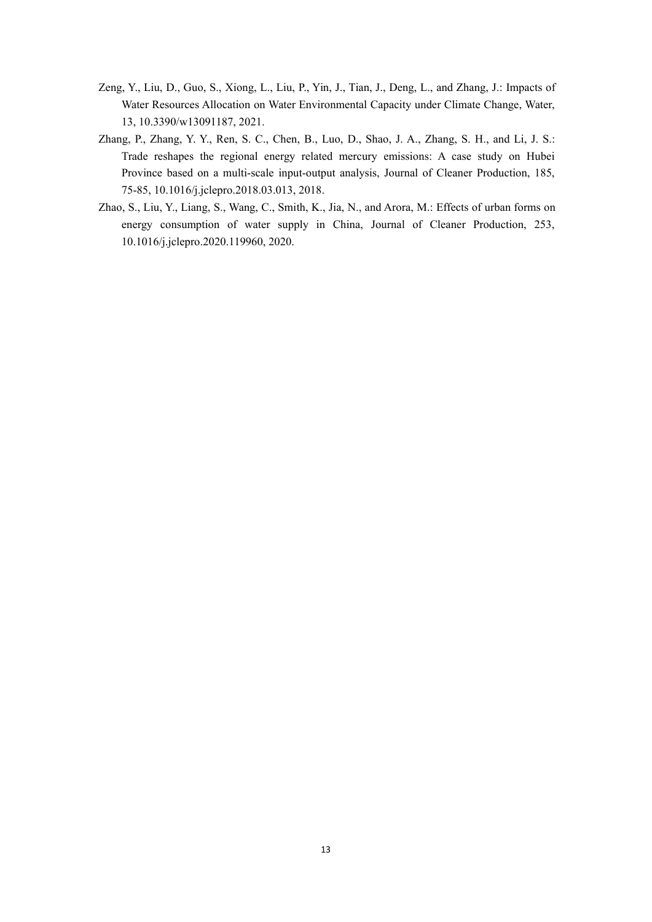Zeng, Y., Liu, D., Guo, S., Xiong, L., Liu, P., Yin, J., Tian, J., Deng, L., and Zhang, J.: Impacts of Water Resources Allocation on Water Environmental Capacity under Climate Change, Water, 13, 10.3390/w13091187, 2021.

Zhang, P., Zhang, Y. Y., Ren, S. C., Chen, B., Luo, D., Shao, J. A., Zhang, S. H., and Li, J. S.: Trade reshapes the regional energy related mercury emissions: A case study on Hubei Province based on a multi-scale input-output analysis, Journal of Cleaner Production, 185, 75-85, 10.1016/j.jclepro.2018.03.013, 2018.

Zhao, S., Liu, Y., Liang, S., Wang, C., Smith, K., Jia, N., and Arora, M.: Effects of urban forms on energy consumption of water supply in China, Journal of Cleaner Production, 253, 10.1016/j.jclepro.2020.119960, 2020.